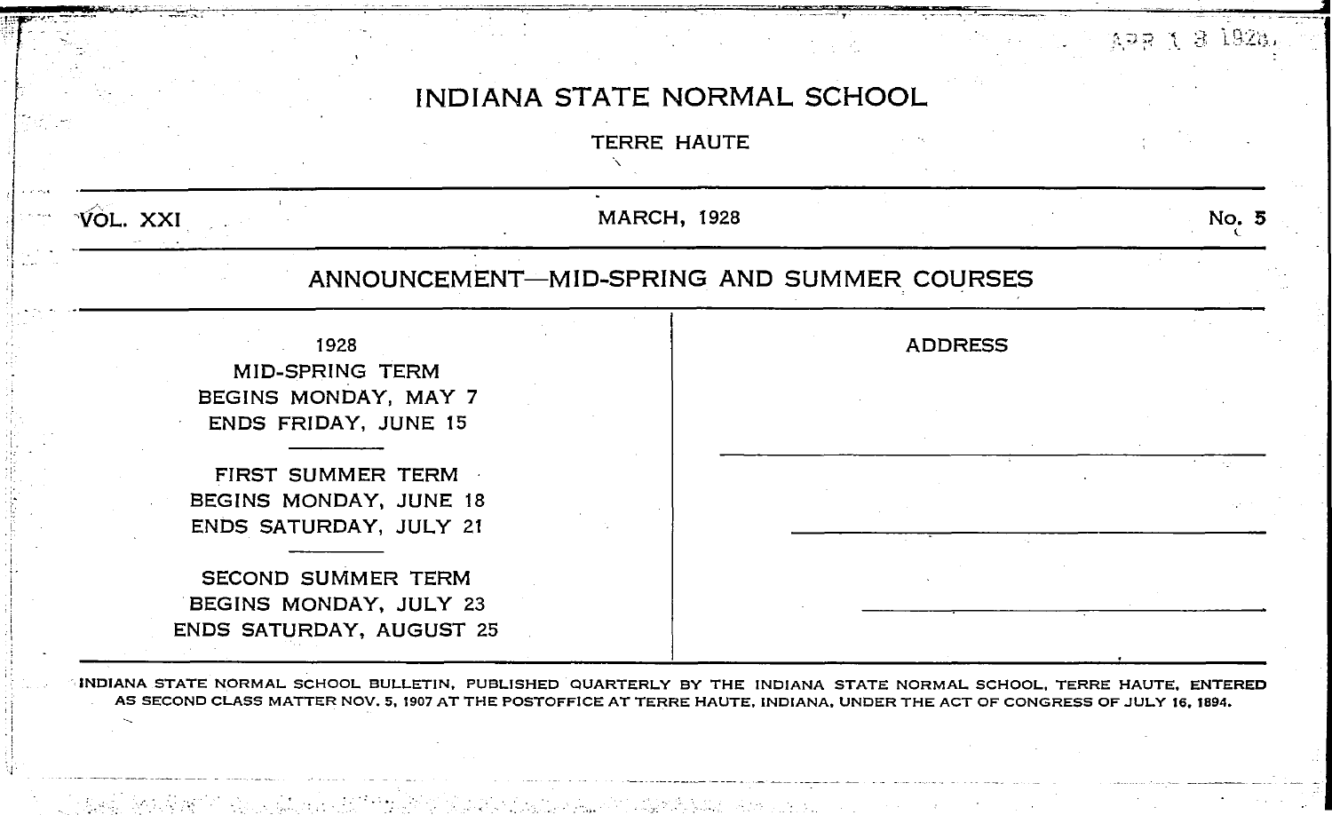APR 13 1928

# INDIANA STATE NORMAL SCHOOL

TERRE HAUTE

VOL. XXI — MARCH, 1928 — No. 5

## ANNOUNCEMENT—MID-SPRING AND SUMMER COURSES

1928

MID-SPRING TERM
BEGINS MONDAY, MAY 7
ENDS FRIDAY, JUNE 15

FIRST SUMMER TERM
BEGINS MONDAY, JUNE 18
ENDS SATURDAY, JULY 21

SECOND SUMMER TERM
BEGINS MONDAY, JULY 23
ENDS SATURDAY, AUGUST 25

ADDRESS

\_\_\_\_\_\_\_\_\_\_\_\_\_\_\_\_\_\_\_\_\_\_\_\_\_\_\_\_\_\_\_\_\_\_\_\_\_\_\_\_\_\_\_\_\_\_\_\_

\_\_\_\_\_\_\_\_\_\_\_\_\_\_\_\_\_\_\_\_\_\_\_\_\_\_\_\_\_\_\_\_\_\_\_\_\_\_\_\_\_\_\_\_\_\_\_\_

\_\_\_\_\_\_\_\_\_\_\_\_\_\_\_\_\_\_\_\_\_\_\_\_\_\_\_\_\_\_\_\_\_\_\_\_\_\_\_\_\_\_\_\_\_\_\_\_

INDIANA STATE NORMAL SCHOOL BULLETIN, PUBLISHED QUARTERLY BY THE INDIANA STATE NORMAL SCHOOL, TERRE HAUTE, ENTERED AS SECOND CLASS MATTER NOV. 5, 1907 AT THE POSTOFFICE AT TERRE HAUTE, INDIANA, UNDER THE ACT OF CONGRESS OF JULY 16, 1894.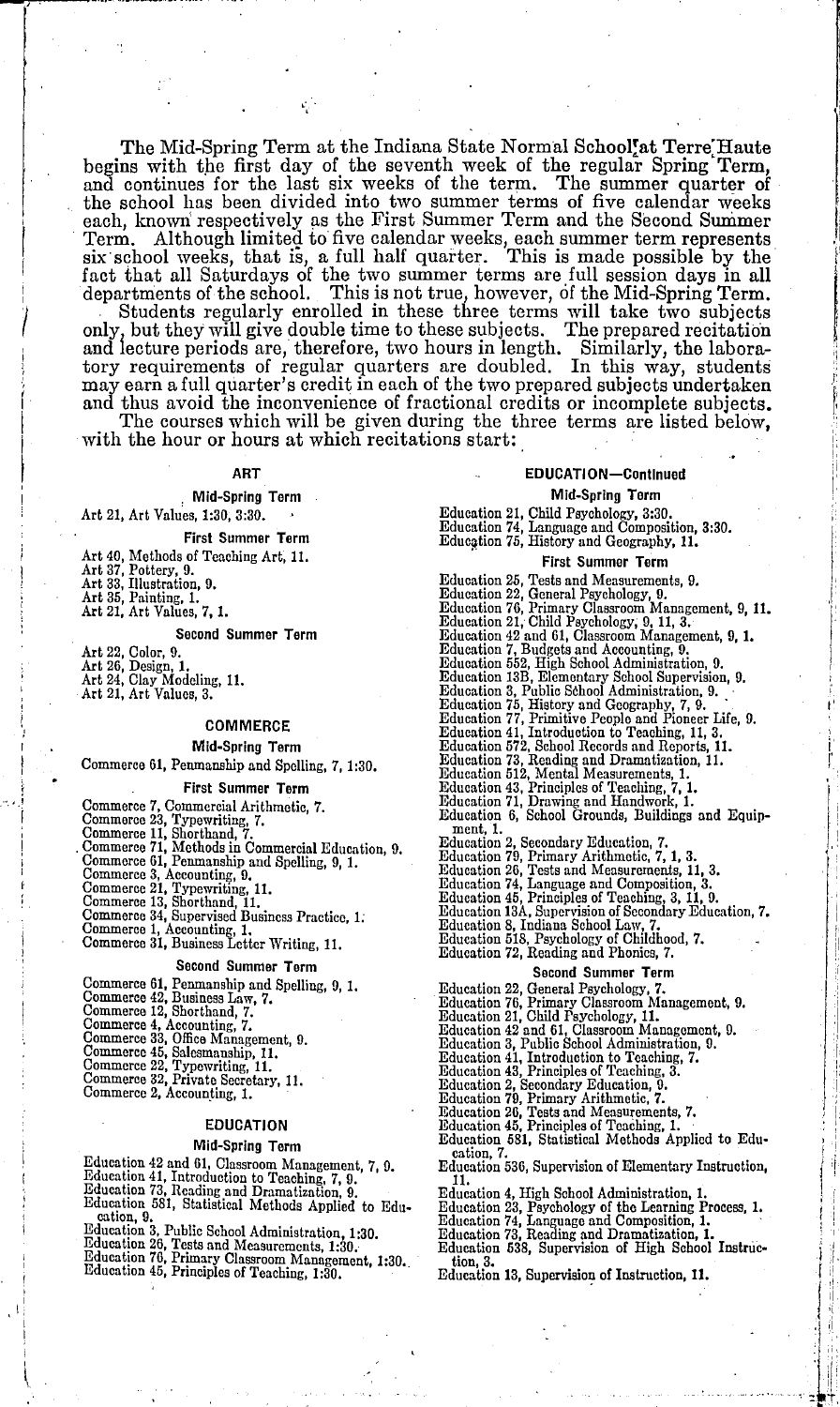The Mid-Spring Term at the Indiana State Normal School at Terre Haute begins with the first day of the seventh week of the regular Spring Term, and continues for the last six weeks of the term. The summer quarter of the school has been divided into two summer terms of five calendar weeks each, known respectively as the First Summer Term and the Second Summer Term. Although limited to five calendar weeks, each summer term represents six school weeks, that is, a full half quarter. This is made possible by the fact that all Saturdays of the two summer terms are full session days in all departments of the school. This is not true, however, of the Mid-Spring Term.

Students regularly enrolled in these three terms will take two subjects only, but they will give double time to these subjects. The prepared recitation and lecture periods are, therefore, two hours in length. Similarly, the laboratory requirements of regular quarters are doubled. In this way, students may earn a full quarter's credit in each of the two prepared subjects undertaken and thus avoid the inconvenience of fractional credits or incomplete subjects.

The courses which will be given during the three terms are listed below, with the hour or hours at which recitations start:

## ART

### Mid-Spring Term

Art 21, Art Values, 1:30, 3:30.

### First Summer Term

Art 40, Methods of Teaching Art, 11.
Art 37, Pottery, 9.
Art 33, Illustration, 9.
Art 35, Painting, 1.
Art 21, Art Values, 7, 1.

### Second Summer Term

Art 22, Color, 9.
Art 26, Design, 1.
Art 24, Clay Modeling, 11.
Art 21, Art Values, 3.

## COMMERCE

### Mid-Spring Term

Commerce 61, Penmanship and Spelling, 7, 1:30.

### First Summer Term

Commerce 7, Commercial Arithmetic, 7.
Commerce 23, Typewriting, 7.
Commerce 11, Shorthand, 7.
Commerce 71, Methods in Commercial Education, 9.
Commerce 61, Penmanship and Spelling, 9, 1.
Commerce 3, Accounting, 9.
Commerce 21, Typewriting, 11.
Commerce 13, Shorthand, 11.
Commerce 34, Supervised Business Practice, 1.
Commerce 1, Accounting, 1.
Commerce 31, Business Letter Writing, 11.

### Second Summer Term

Commerce 61, Penmanship and Spelling, 9, 1.
Commerce 42, Business Law, 7.
Commerce 12, Shorthand, 7.
Commerce 4, Accounting, 7.
Commerce 33, Office Management, 9.
Commerce 45, Salesmanship, 11.
Commerce 22, Typewriting, 11.
Commerce 32, Private Secretary, 11.
Commerce 2, Accounting, 1.

## EDUCATION

### Mid-Spring Term

Education 42 and 61, Classroom Management, 7, 9.
Education 41, Introduction to Teaching, 7, 9.
Education 73, Reading and Dramatization, 9.
Education 581, Statistical Methods Applied to Education, 9.
Education 3, Public School Administration, 1:30.
Education 26, Tests and Measurements, 1:30.
Education 76, Primary Classroom Management, 1:30.
Education 45, Principles of Teaching, 1:30.

## EDUCATION—Continued

### Mid-Spring Term

Education 21, Child Psychology, 3:30.
Education 74, Language and Composition, 3:30.
Education 75, History and Geography, 11.

### First Summer Term

Education 25, Tests and Measurements, 9.
Education 22, General Psychology, 9.
Education 76, Primary Classroom Management, 9, 11.
Education 21, Child Psychology, 9, 11, 3.
Education 42 and 61, Classroom Management, 9, 1.
Education 7, Budgets and Accounting, 9.
Education 552, High School Administration, 9.
Education 13B, Elementary School Supervision, 9.
Education 3, Public School Administration, 9.
Education 75, History and Geography, 7, 9.
Education 77, Primitive People and Pioneer Life, 9.
Education 41, Introduction to Teaching, 11, 3.
Education 572, School Records and Reports, 11.
Education 73, Reading and Dramatization, 11.
Education 512, Mental Measurements, 1.
Education 43, Principles of Teaching, 7, 1.
Education 71, Drawing and Handwork, 1.
Education 6, School Grounds, Buildings and Equipment, 1.
Education 2, Secondary Education, 7.
Education 79, Primary Arithmetic, 7, 1, 3.
Education 26, Tests and Measurements, 11, 3.
Education 74, Language and Composition, 3.
Education 45, Principles of Teaching, 3, 11, 9.
Education 13A, Supervision of Secondary Education, 7.
Education 8, Indiana School Law, 7.
Education 518, Psychology of Childhood, 7.
Education 72, Reading and Phonics, 7.

### Second Summer Term

Education 22, General Psychology, 7.
Education 76, Primary Classroom Management, 9.
Education 21, Child Psychology, 11.
Education 42 and 61, Classroom Management, 9.
Education 3, Public School Administration, 9.
Education 41, Introduction to Teaching, 7.
Education 43, Principles of Teaching, 3.
Education 2, Secondary Education, 9.
Education 79, Primary Arithmetic, 7.
Education 26, Tests and Measurements, 7.
Education 45, Principles of Teaching, 1.
Education 581, Statistical Methods Applied to Education, 7.
Education 536, Supervision of Elementary Instruction, 11.
Education 4, High School Administration, 1.
Education 23, Psychology of the Learning Process, 1.
Education 74, Language and Composition, 1.
Education 73, Reading and Dramatization, 1.
Education 538, Supervision of High School Instruction, 3.
Education 13, Supervision of Instruction, 11.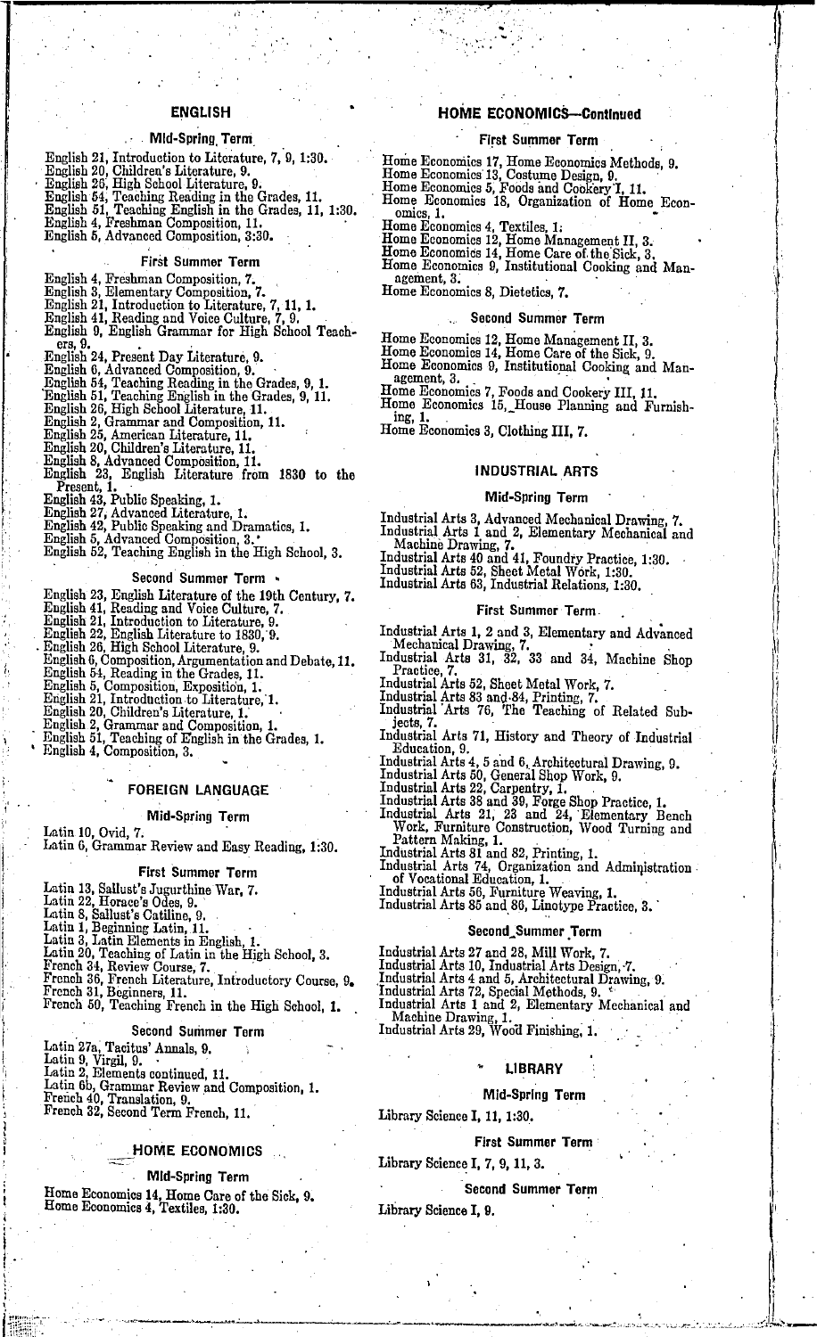## ENGLISH

### Mid-Spring Term

English 21, Introduction to Literature, 7, 9, 1:30.
English 20, Children's Literature, 9.
English 26, High School Literature, 9.
English 54, Teaching Reading in the Grades, 11.
English 51, Teaching English in the Grades, 11, 1:30.
English 4, Freshman Composition, 11.
English 5, Advanced Composition, 3:30.

### First Summer Term

English 4, Freshman Composition, 7.
English 3, Elementary Composition, 7.
English 21, Introduction to Literature, 7, 11, 1.
English 41, Reading and Voice Culture, 7, 9.
English 9, English Grammar for High School Teachers, 9.
English 24, Present Day Literature, 9.
English 6, Advanced Composition, 9.
English 54, Teaching Reading in the Grades, 9, 1.
English 51, Teaching English in the Grades, 9, 11.
English 26, High School Literature, 11.
English 2, Grammar and Composition, 11.
English 25, American Literature, 11.
English 20, Children's Literature, 11.
English 8, Advanced Composition, 11.
English 23, English Literature from 1830 to the Present, 1.
English 43, Public Speaking, 1.
English 27, Advanced Literature, 1.
English 42, Public Speaking and Dramatics, 1.
English 5, Advanced Composition, 3.
English 52, Teaching English in the High School, 3.

### Second Summer Term

English 23, English Literature of the 19th Century, 7.
English 41, Reading and Voice Culture, 7.
English 21, Introduction to Literature, 9.
English 22, English Literature to 1830, 9.
English 26, High School Literature, 9.
English 6, Composition, Argumentation and Debate, 11.
English 54, Reading in the Grades, 11.
English 5, Composition, Exposition, 1.
English 21, Introduction to Literature, 1.
English 20, Children's Literature, 1.
English 2, Grammar and Composition, 1.
English 51, Teaching of English in the Grades, 1.
English 4, Composition, 3.

## FOREIGN LANGUAGE

### Mid-Spring Term

Latin 10, Ovid, 7.
Latin 6, Grammar Review and Easy Reading, 1:30.

### First Summer Term

Latin 13, Sallust's Jugurthine War, 7.
Latin 22, Horace's Odes, 9.
Latin 8, Sallust's Catiline, 9.
Latin 1, Beginning Latin, 11.
Latin 3, Latin Elements in English, 1.
Latin 20, Teaching of Latin in the High School, 3.
French 34, Review Course, 7.
French 36, French Literature, Introductory Course, 9.
French 31, Beginners, 11.
French 50, Teaching French in the High School, 1.

### Second Summer Term

Latin 27a, Tacitus' Annals, 9.
Latin 9, Virgil, 9.
Latin 2, Elements continued, 11.
Latin 6b, Grammar Review and Composition, 1.
French 40, Translation, 9.
French 32, Second Term French, 11.

## HOME ECONOMICS

### Mid-Spring Term

Home Economics 14, Home Care of the Sick, 9.
Home Economics 4, Textiles, 1:30.

## HOME ECONOMICS—Continued

### First Summer Term

Home Economics 17, Home Economics Methods, 9.
Home Economics 13, Costume Design, 9.
Home Economics 5, Foods and Cookery I, 11.
Home Economics 18, Organization of Home Economics, 1.
Home Economics 4, Textiles, 1.
Home Economics 12, Home Management II, 3.
Home Economics 14, Home Care of the Sick, 3.
Home Economics 9, Institutional Cooking and Management, 3.
Home Economics 8, Dietetics, 7.

### Second Summer Term

Home Economics 12, Home Management II, 3.
Home Economics 14, Home Care of the Sick, 9.
Home Economics 9, Institutional Cooking and Management, 3.
Home Economics 7, Foods and Cookery III, 11.
Home Economics 15, House Planning and Furnishing, 1.
Home Economics 3, Clothing III, 7.

## INDUSTRIAL ARTS

### Mid-Spring Term

Industrial Arts 3, Advanced Mechanical Drawing, 7.
Industrial Arts 1 and 2, Elementary Mechanical and Machine Drawing, 7.
Industrial Arts 40 and 41, Foundry Practice, 1:30.
Industrial Arts 52, Sheet Metal Work, 1:30.
Industrial Arts 63, Industrial Relations, 1:30.

### First Summer Term

Industrial Arts 1, 2 and 3, Elementary and Advanced Mechanical Drawing, 7.
Industrial Arts 31, 32, 33 and 34, Machine Shop Practice, 7.
Industrial Arts 52, Sheet Metal Work, 7.
Industrial Arts 83 and 84, Printing, 7.
Industrial Arts 76, The Teaching of Related Subjects, 7.
Industrial Arts 71, History and Theory of Industrial Education, 9.
Industrial Arts 4, 5 and 6, Architectural Drawing, 9.
Industrial Arts 50, General Shop Work, 9.
Industrial Arts 22, Carpentry, 1.
Industrial Arts 38 and 39, Forge Shop Practice, 1.
Industrial Arts 21, 23 and 24, Elementary Bench Work, Furniture Construction, Wood Turning and Pattern Making, 1.
Industrial Arts 81 and 82, Printing, 1.
Industrial Arts 74, Organization and Administration of Vocational Education, 1.
Industrial Arts 56, Furniture Weaving, 1.
Industrial Arts 85 and 86, Linotype Practice, 3.

### Second Summer Term

Industrial Arts 27 and 28, Mill Work, 7.
Industrial Arts 10, Industrial Arts Design, 7.
Industrial Arts 4 and 5, Architectural Drawing, 9.
Industrial Arts 72, Special Methods, 9.
Industrial Arts 1 and 2, Elementary Mechanical and Machine Drawing, 1.
Industrial Arts 29, Wood Finishing, 1.

## LIBRARY

### Mid-Spring Term

Library Science I, 11, 1:30.

### First Summer Term

Library Science I, 7, 9, 11, 3.

### Second Summer Term

Library Science I, 9.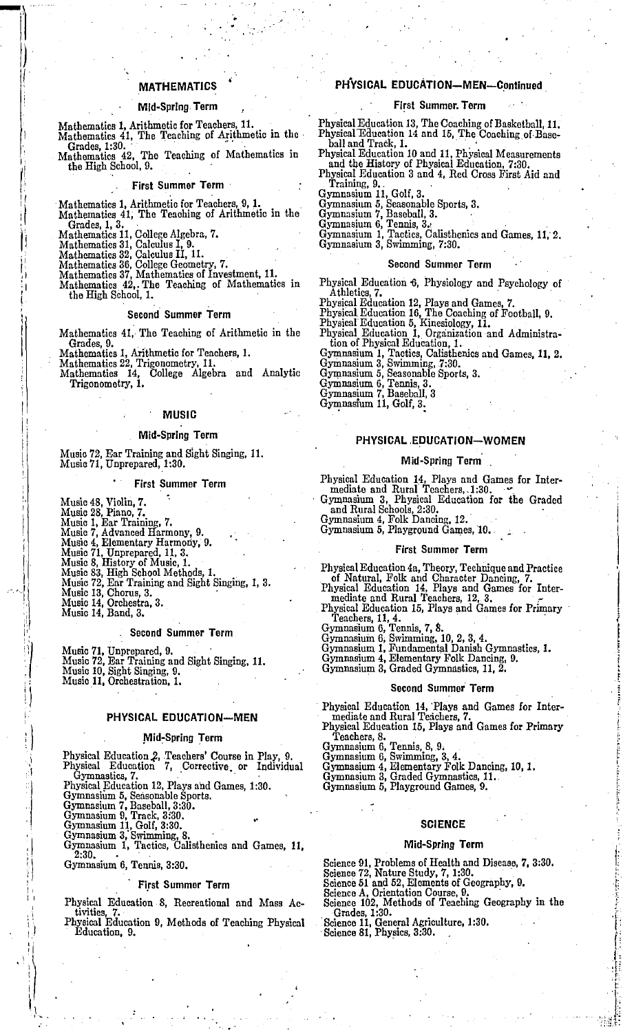## MATHEMATICS

### Mid-Spring Term

Mathematics 1, Arithmetic for Teachers, 11.
Mathematics 41, The Teaching of Arithmetic in the Grades, 1:30.
Mathematics 42, The Teaching of Mathematics in the High School, 9.

### First Summer Term

Mathematics 1, Arithmetic for Teachers, 9, 1.
Mathematics 41, The Teaching of Arithmetic in the Grades, 1, 3.
Mathematics 11, College Algebra, 7.
Mathematics 31, Calculus I, 9.
Mathematics 32, Calculus II, 11.
Mathematics 36, College Geometry, 7.
Mathematics 37, Mathematics of Investment, 11.
Mathematics 42, The Teaching of Mathematics in the High School, 1.

### Second Summer Term

Mathematics 41, The Teaching of Arithmetic in the Grades, 9.
Mathematics 1, Arithmetic for Teachers, 1.
Mathematics 22, Trigonometry, 11.
Mathematics 14, College Algebra and Analytic Trigonometry, 1.

## MUSIC

### Mid-Spring Term

Music 72, Ear Training and Sight Singing, 11.
Music 71, Unprepared, 1:30.

### First Summer Term

Music 48, Violin, 7.
Music 28, Piano, 7.
Music 1, Ear Training, 7.
Music 7, Advanced Harmony, 9.
Music 4, Elementary Harmony, 9.
Music 71, Unprepared, 11, 3.
Music 8, History of Music, 1.
Music 83, High School Methods, 1.
Music 72, Ear Training and Sight Singing, 1, 3.
Music 13, Chorus, 3.
Music 14, Orchestra, 3.
Music 14, Band, 3.

### Second Summer Term

Music 71, Unprepared, 9.
Music 72, Ear Training and Sight Singing, 11.
Music 10, Sight Singing, 9.
Music 11, Orchestration, 1.

## PHYSICAL EDUCATION—MEN

### Mid-Spring Term

Physical Education 2, Teachers' Course in Play, 9.
Physical Education 7, Corrective or Individual Gymnastics, 7.
Physical Education 12, Plays and Games, 1:30.
Gymnasium 5, Seasonable Sports.
Gymnasium 7, Baseball, 3:30.
Gymnasium 9, Track, 3:30.
Gymnasium 11, Golf, 3:30.
Gymnasium 3, Swimming, 8.
Gymnasium 1, Tactics, Calisthenics and Games, 11, 2:30.
Gymnasium 6, Tennis, 3:30.

### First Summer Term

Physical Education 8, Recreational and Mass Activities, 7.
Physical Education 9, Methods of Teaching Physical Education, 9.

## PHYSICAL EDUCATION—MEN—Continued

### First Summer Term

Physical Education 13, The Coaching of Basketball, 11.
Physical Education 14 and 15, The Coaching of Baseball and Track, 1.
Physical Education 10 and 11, Physical Measurements and the History of Physical Education, 7:30.
Physical Education 3 and 4, Red Cross First Aid and Training, 9.
Gymnasium 11, Golf, 3.
Gymnasium 5, Seasonable Sports, 3.
Gymnasium 7, Baseball, 3.
Gymnasium 6, Tennis, 3.
Gymnasium 1, Tactics, Calisthenics and Games, 11, 2.
Gymnasium 3, Swimming, 7:30.

### Second Summer Term

Physical Education 6, Physiology and Psychology of Athletics, 7.
Physical Education 12, Plays and Games, 7.
Physical Education 16, The Coaching of Football, 9.
Physical Education 5, Kinesiology, 11.
Physical Education 1, Organization and Administration of Physical Education, 1.
Gymnasium 1, Tactics, Calisthenics and Games, 11, 2.
Gymnasium 3, Swimming, 7:30.
Gymnasium 5, Seasonable Sports, 3.
Gymnasium 6, Tennis, 3.
Gymnasium 7, Baseball, 3
Gymnasium 11, Golf, 3.

## PHYSICAL EDUCATION—WOMEN

### Mid-Spring Term

Physical Education 14, Plays and Games for Intermediate and Rural Teachers, 1:30.
Gymnasium 3, Physical Education for the Graded and Rural Schools, 2:30.
Gymnasium 4, Folk Dancing, 12.
Gymnasium 5, Playground Games, 10.

### First Summer Term

Physical Education 4a, Theory, Technique and Practice of Natural, Folk and Character Dancing, 7.
Physical Education 14, Plays and Games for Intermediate and Rural Teachers, 12, 3.
Physical Education 15, Plays and Games for Primary Teachers, 11, 4.
Gymnasium 6, Tennis, 7, 8.
Gymnasium 6, Swimming, 10, 2, 3, 4.
Gymnasium 1, Fundamental Danish Gymnastics, 1.
Gymnasium 4, Elementary Folk Dancing, 9.
Gymnasium 3, Graded Gymnastics, 11, 2.

### Second Summer Term

Physical Education 14, Plays and Games for Intermediate and Rural Teachers, 7.
Physical Education 15, Plays and Games for Primary Teachers, 8.
Gymnasium 6, Tennis, 8, 9.
Gymnasium 6, Swimming, 3, 4.
Gymnasium 4, Elementary Folk Dancing, 10, 1.
Gymnasium 3, Graded Gymnastics, 11.
Gymnasium 5, Playground Games, 9.

## SCIENCE

### Mid-Spring Term

Science 91, Problems of Health and Disease, 7, 3:30.
Science 72, Nature Study, 7, 1:30.
Science 51 and 52, Elements of Geography, 9.
Science A, Orientation Course, 9.
Science 102, Methods of Teaching Geography in the Grades, 1:30.
Science 11, General Agriculture, 1:30.
Science 81, Physics, 3:30.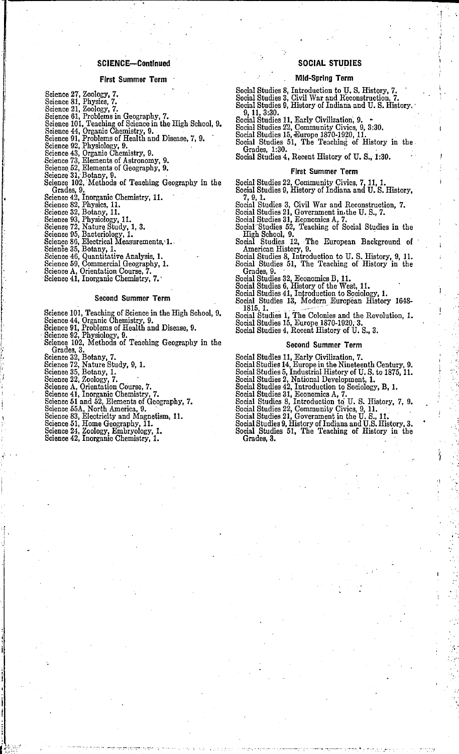## SCIENCE—Continued

### First Summer Term

Science 27, Zoology, 7.
Science 81, Physics, 7.
Science 21, Zoology, 7.
Science 61, Problems in Geography, 7.
Science 101, Teaching of Science in the High School, 9.
Science 44, Organic Chemistry, 9.
Science 91, Problems of Health and Disease, 7, 9.
Science 92, Physiology, 9.
Science 43, Organic Chemistry, 9.
Science 73, Elements of Astronomy, 9.
Science 52, Elements of Geography, 9.
Science 31, Botany, 9.
Science 102, Methods of Teaching Geography in the Grades, 9.
Science 42, Inorganic Chemistry, 11.
Science 82, Physics, 11.
Science 32, Botany, 11.
Science 93, Physiology, 11.
Science 72, Nature Study, 1, 3.
Science 95, Bacteriology, 1.
Science 86, Electrical Measurements, 1.
Science 35, Botany, 1.
Science 46, Quantitative Analysis, 1.
Science 59, Commercial Geography, 1.
Science A, Orientation Course, 7.
Science 41, Inorganic Chemistry, 7.

### Second Summer Term

Science 101, Teaching of Science in the High School, 9.
Science 44, Organic Chemistry, 9.
Science 91, Problems of Health and Disease, 9.
Science 92, Physiology, 9.
Science 102, Methods of Teaching Geography in the Grades, 3.
Science 32, Botany, 7.
Science 72, Nature Study, 9, 1.
Science 35, Botany, 1.
Science 22, Zoology, 7.
Science A, Orientation Course, 7.
Science 41, Inorganic Chemistry, 7.
Science 51 and 52, Elements of Geography, 7.
Science 55A, North America, 9.
Science 83, Electricity and Magnetism, 11.
Science 51, Home Geography, 11.
Science 24, Zoology, Embryology, 1.
Science 42, Inorganic Chemistry, 1.

## SOCIAL STUDIES

### Mid-Spring Term

Social Studies 8, Introduction to U. S. History, 7.
Social Studies 3, Civil War and Reconstruction, 7.
Social Studies 9, History of Indiana and U. S. History. 9, 11, 3:30.
Social Studies 11, Early Civilization, 9.
Social Studies 22, Community Civics, 9, 3:30.
Social Studies 15, Europe 1870-1920, 11.
Social Studies 51, The Teaching of History in the Grades, 1:30.
Social Studies 4, Recent History of U. S., 1:30.

### First Summer Term

Social Studies 22, Community Civics, 7, 11, 1.
Social Studies 9, History of Indiana and U. S. History, 7, 9, 1.
Social Studies 3, Civil War and Reconstruction, 7.
Social Studies 21, Government in the U. S., 7.
Social Studies 31, Economics A, 7.
Social Studies 52, Teaching of Social Studies in the High School, 9.
Social Studies 12, The European Background of American History, 9.
Social Studies 8, Introduction to U. S. History, 9, 11.
Social Studies 51, The Teaching of History in the Grades, 9.
Social Studies 32, Economics B, 11.
Social Studies 6, History of the West, 11.
Social Studies 41, Introduction to Sociology, 1.
Social Studies 13, Modern European History 1648-1815, 1.
Social Studies 1, The Colonies and the Revolution, 1.
Social Studies 15, Europe 1870-1920, 3.
Social Studies 4, Recent History of U. S., 3.

### Second Summer Term

Social Studies 11, Early Civilization, 7.
Social Studies 14, Europe in the Nineteenth Century, 9.
Social Studies 5, Industrial History of U. S. to 1875, 11.
Social Studies 2, National Development, 1.
Social Studies 42, Introduction to Sociology, B, 1.
Social Studies 31, Economics A, 7.
Social Studies 8, Introduction to U. S. History, 7, 9.
Social Studies 22, Community Civics, 9, 11.
Social Studies 21, Government in the U. S., 11.
Social Studies 9, History of Indiana and U.S. History, 3.
Social Studies 51, The Teaching of History in the Grades, 3.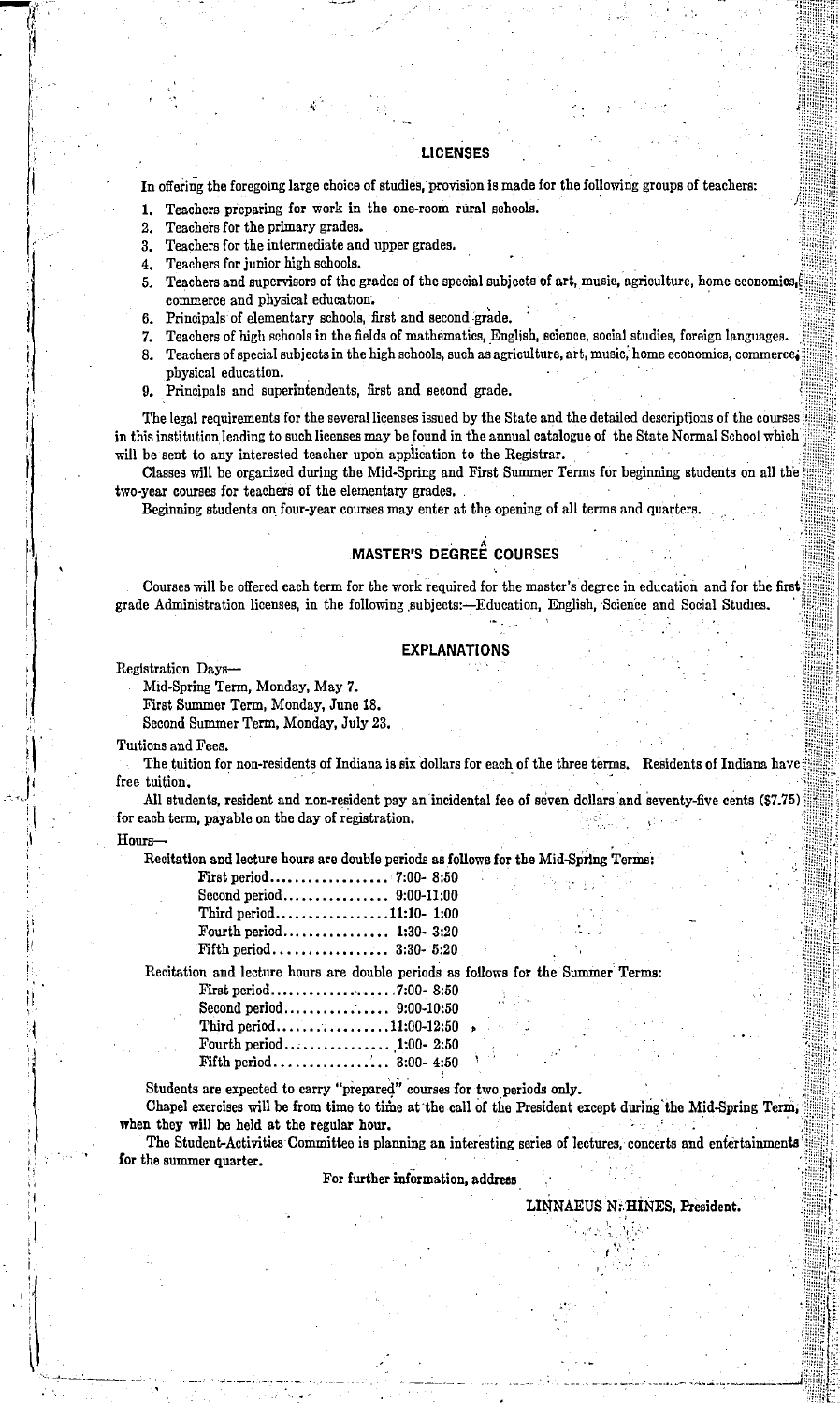## LICENSES

In offering the foregoing large choice of studies, provision is made for the following groups of teachers:

1. Teachers preparing for work in the one-room rural schools.
2. Teachers for the primary grades.
3. Teachers for the intermediate and upper grades.
4. Teachers for junior high schools.
5. Teachers and supervisors of the grades of the special subjects of art, music, agriculture, home economics, commerce and physical education.
6. Principals of elementary schools, first and second grade.
7. Teachers of high schools in the fields of mathematics, English, science, social studies, foreign languages.
8. Teachers of special subjects in the high schools, such as agriculture, art, music, home economics, commerce, physical education.
9. Principals and superintendents, first and second grade.

The legal requirements for the several licenses issued by the State and the detailed descriptions of the courses in this institution leading to such licenses may be found in the annual catalogue of the State Normal School which will be sent to any interested teacher upon application to the Registrar.

Classes will be organized during the Mid-Spring and First Summer Terms for beginning students on all the two-year courses for teachers of the elementary grades.

Beginning students on four-year courses may enter at the opening of all terms and quarters.

## MASTER'S DEGREE COURSES

Courses will be offered each term for the work required for the master's degree in education and for the first grade Administration licenses, in the following subjects:—Education, English, Science and Social Studies.

## EXPLANATIONS

Registration Days—

Mid-Spring Term, Monday, May 7.
First Summer Term, Monday, June 18.
Second Summer Term, Monday, July 23.

Tuitions and Fees.

The tuition for non-residents of Indiana is six dollars for each of the three terms. Residents of Indiana have free tuition.

All students, resident and non-resident pay an incidental fee of seven dollars and seventy-five cents ($7.75) for each term, payable on the day of registration.

Hours—

Recitation and lecture hours are double periods as follows for the Mid-Spring Terms:

First period.................. 7:00- 8:50
Second period................ 9:00-11:00
Third period.................11:10- 1:00
Fourth period................ 1:30- 3:20
Fifth period................. 3:30- 5:20

Recitation and lecture hours are double periods as follows for the Summer Terms:

First period.................. 7:00- 8:50
Second period................ 9:00-10:50
Third period.................11:00-12:50
Fourth period................ 1:00- 2:50
Fifth period................. 3:00- 4:50

Students are expected to carry "prepared" courses for two periods only.

Chapel exercises will be from time to time at the call of the President except during the Mid-Spring Term, when they will be held at the regular hour.

The Student-Activities Committee is planning an interesting series of lectures, concerts and entertainments for the summer quarter.

For further information, address

LINNAEUS N. HINES, President.